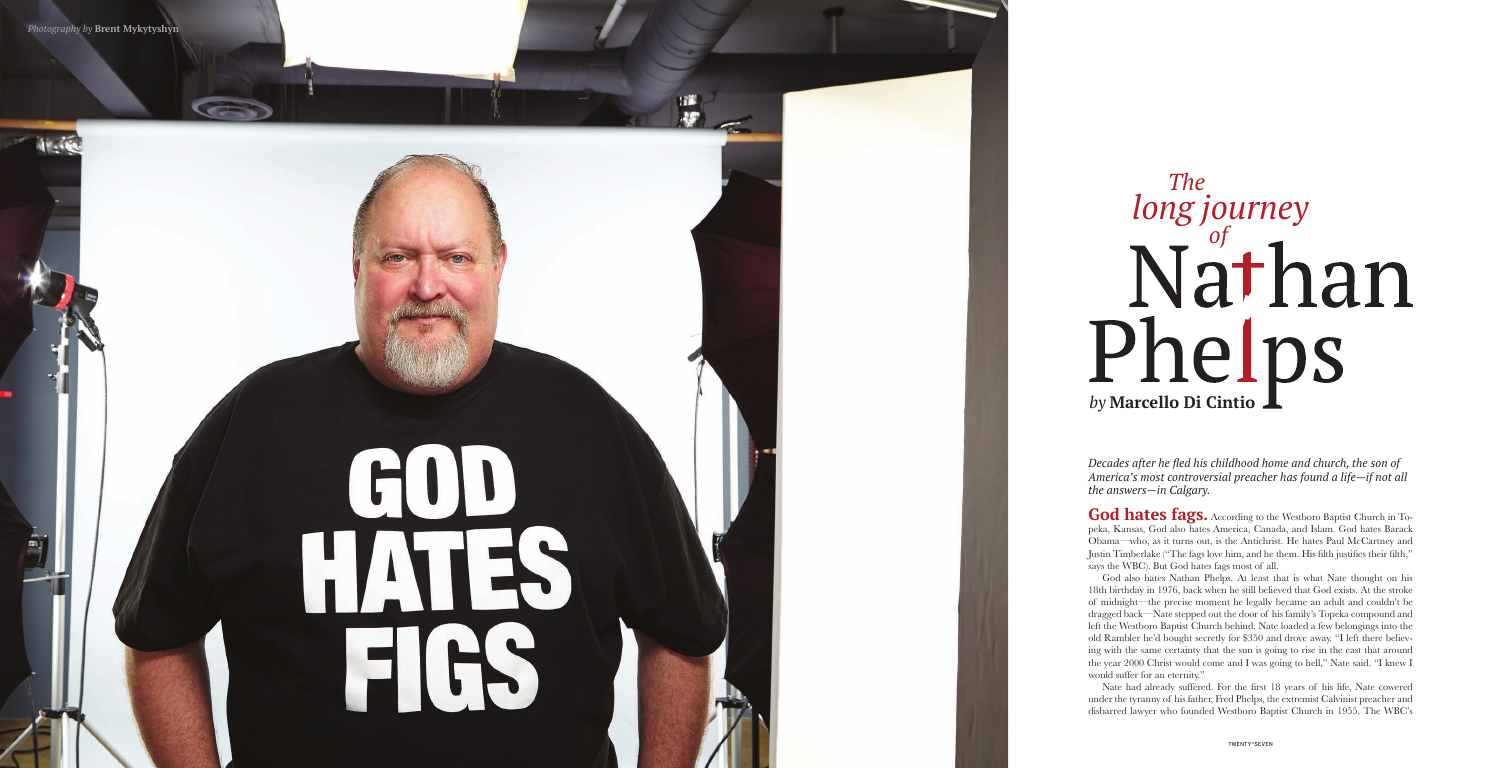*Photography by* **Brent Mykytyshyn**

# *The long journey of* Nathan Phelps

*by* **Marcello Di Cintio**

*Decades after he fled his childhood home and church, the son of America's most controversial preacher has found a life—if not all the answers—in Calgary.*

**God hates fags.** According to the Westboro Baptist Church in Topeka, Kansas, God also hates America, Canada, and Islam. God hates Barack Obama—who, as it turns out, is the Antichrist. He hates Paul McCartney and Justin Timberlake ("The fags love him, and he them. His filth justifies their filth," says the WBC). But God hates fags most of all.

God also hates Nathan Phelps. At least that is what Nate thought on his 18th birthday in 1976, back when he still believed that God exists. At the stroke of midnight—the precise moment he legally became an adult and couldn't be dragged back—Nate stepped out the door of his family's Topeka compound and left the Westboro Baptist Church behind. Nate loaded a few belongings into the old Rambler he'd bought secretly for $350 and drove away. "I left there believing with the same certainty that the sun is going to rise in the east that around the year 2000 Christ would come and I was going to hell," Nate said. "I knew I would suffer for an eternity."

Nate had already suffered. For the first 18 years of his life, Nate cowered under the tyranny of his father, Fred Phelps, the extremist Calvinist preacher and disbarred lawyer who founded Westboro Baptist Church in 1955. The WBC's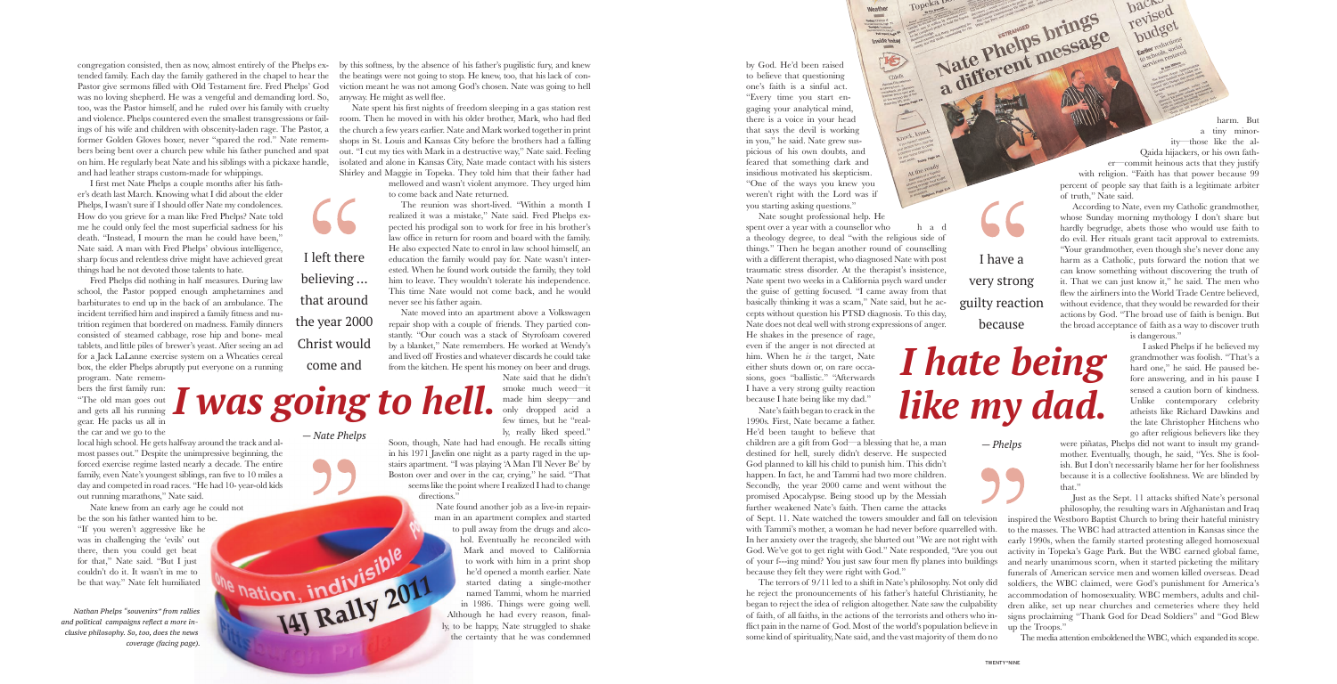congregation consisted, then as now, almost entirely of the Phelps extended family. Each day the family gathered in the chapel to hear the Pastor give sermons filled with Old Testament fire. Fred Phelps' God was no loving shepherd. He was a vengeful and demanding lord. So, too, was the Pastor himself, and he ruled over his family with cruelty and violence. Phelps countered even the smallest transgressions or failings of his wife and children with obscenity-laden rage. The Pastor, a former Golden Gloves boxer, never "spared the rod." Nate remembers being bent over a church pew while his father punched and spat on him. He regularly beat Nate and his siblings with a pickaxe handle, and had leather straps custom-made for whippings.

I first met Nate Phelps a couple months after his father's death last March. Knowing what I did about the elder Phelps, I wasn't sure if I should offer Nate my condolences. How do you grieve for a man like Fred Phelps? Nate told me he could only feel the most superficial sadness for his death. "Instead, I mourn the man he could have been," Nate said. A man with Fred Phelps' obvious intelligence, sharp focus and relentless drive might have achieved great things had he not devoted those talents to hate.

Fred Phelps did nothing in half measures. During law school, the Pastor popped enough amphetamines and barbiturates to end up in the back of an ambulance. The incident terrified him and inspired a family fitness and nutrition regimen that bordered on madness. Family dinners consisted of steamed cabbage, rose hip and bone- meal tablets, and little piles of brewer's yeast. After seeing an ad for a Jack LaLanne exercise system on a Wheaties cereal box, the elder Phelps abruptly put everyone on a running program. Nate remembers the first family run: "The old man goes out and gets all his running gear. He packs us all in the car and we go to the local high school. He gets halfway around the track and almost passes out." Despite the unimpressive beginning, the forced exercise regime lasted nearly a decade. The entire family, even Nate's youngest siblings, ran five to 10 miles a day and competed in road races. "He had 10- year-old kids out running marathons," Nate said.

Nate knew from an early age he could not be the son his father wanted him to be. "If you weren't aggressive like he was in challenging the 'evils' out there, then you could get beat for that," Nate said. "But I just couldn't do it. It wasn't in me to be that way." Nate felt humiliated by this softness, by the absence of his father's pugilistic fury, and knew the beatings were not going to stop. He knew, too, that his lack of conviction meant he was not among God's chosen. Nate was going to hell anyway. He might as well flee.

Nate spent his first nights of freedom sleeping in a gas station rest room. Then he moved in with his older brother, Mark, who had fled the church a few years earlier. Nate and Mark worked together in print shops in St. Louis and Kansas City before the brothers had a falling out. "I cut my ties with Mark in a destructive way," Nate said. Feeling isolated and alone in Kansas City, Nate made contact with his sisters Shirley and Maggie in Topeka. They told him that their father had mellowed and wasn't violent anymore. They urged him to come back and Nate returned.

> "I left there believing ... that around the year 2000 Christ would come and *I was going to hell.*" — Nate Phelps

The reunion was short-lived. "Within a month I realized it was a mistake," Nate said. Fred Phelps expected his prodigal son to work for free in his brother's law office in return for room and board with the family. He also expected Nate to enrol in law school himself, an education the family would pay for. Nate wasn't interested. When he found work outside the family, they told him to leave. They wouldn't tolerate his independence. This time Nate would not come back, and he would never see his father again.

Nate moved into an apartment above a Volkswagen repair shop with a couple of friends. They partied constantly. "Our couch was a stack of Styrofoam covered by a blanket," Nate remembers. He worked at Wendy's and lived off Frosties and whatever discards he could take from the kitchen. He spent his money on beer and drugs. Nate said that he didn't smoke much weed—it made him sleepy—and only dropped acid a few times, but he "really, really liked speed."

Soon, though, Nate had had enough. He recalls sitting in his 1971 Javelin one night as a party raged in the upstairs apartment. "I was playing 'A Man I'll Never Be' by Boston over and over in the car, crying," he said. "That seems like the point where I realized I had to change directions."

Nate found another job as a live-in repairman in an apartment complex and started to pull away from the drugs and alcohol. Eventually he reconciled with Mark and moved to California to work with him in a print shop he'd opened a month earlier. Nate started dating a single-mother named Tammi, whom he married in 1986. Things were going well. Although he had every reason, finally, to be happy, Nate struggled to shake the certainty that he was condemned by God. He'd been raised to believe that questioning one's faith is a sinful act. "Every time you start engaging your analytical mind, there is a voice in your head that says the devil is working in you," he said. Nate grew suspicious of his own doubts, and feared that something dark and insidious motivated his skepticism. "One of the ways you knew you weren't right with the Lord was if you starting asking questions."

Nate sought professional help. He spent over a year with a counsellor who had a theology degree, to deal "with the religious side of things." Then he began another round of counselling with a different therapist, who diagnosed Nate with post traumatic stress disorder. At the therapist's insistence, Nate spent two weeks in a California psych ward under the guise of getting focused. "I came away from that basically thinking it was a scam," Nate said, but he accepts without question his PTSD diagnosis. To this day, Nate does not deal well with strong expressions of anger. He shakes in the presence of rage, even if the anger is not directed at him. When he *is* the target, Nate either shuts down or, on rare occasions, goes "ballistic." "Afterwards I have a very strong guilty reaction because I hate being like my dad."

> "I have a very strong guilty reaction because *I hate being like my dad.*" — Phelps

Nate's faith began to crack in the 1990s. First, Nate became a father. He'd been taught to believe that children are a gift from God—a blessing that he, a man destined for hell, surely didn't deserve. He suspected God planned to kill his child to punish him. This didn't happen. In fact, he and Tammi had two more children. Secondly, the year 2000 came and went without the promised Apocalypse. Being stood up by the Messiah further weakened Nate's faith. Then came the attacks of Sept. 11. Nate watched the towers smoulder and fall on television with Tammi's mother, a woman he had never before quarrelled with. In her anxiety over the tragedy, she blurted out "We are not right with God. We've got to get right with God." Nate responded, "Are you out of your f---ing mind? You just saw four men fly planes into buildings because they felt they were right with God."

The terrors of 9/11 led to a shift in Nate's philosophy. Not only did he reject the pronouncements of his father's hateful Christianity, he began to reject the idea of religion altogether. Nate saw the culpability of faith, of all faiths, in the actions of the terrorists and others who inflict pain in the name of God. Most of the world's population believe in some kind of spirituality, Nate said, and the vast majority of them do no harm. But a tiny minority—those like the al-Qaida hijackers, or his own father—commit heinous acts that they justify with religion. "Faith has that power because 99 percent of people say that faith is a legitimate arbiter of truth," Nate said.

According to Nate, even my Catholic grandmother, whose Sunday morning mythology I don't share but hardly begrudge, abets those who would use faith to do evil. Her rituals grant tacit approval to extremists. "Your grandmother, even though she's never done any harm as a Catholic, puts forward the notion that we can know something without discovering the truth of it. That we can just know it," he said. The men who flew the airliners into the World Trade Centre believed, without evidence, that they would be rewarded for their actions by God. "The broad use of faith is benign. But the broad acceptance of faith as a way to discover truth is dangerous."

I asked Phelps if he believed my grandmother was foolish. "That's a hard one," he said. He paused before answering, and in his pause I sensed a caution born of kindness. Unlike contemporary celebrity atheists like Richard Dawkins and the late Christopher Hitchens who go after religious believers like they were piñatas, Phelps did not want to insult my grandmother. Eventually, though, he said, "Yes. She is foolish. But I don't necessarily blame her for her foolishness because it is a collective foolishness. We are blinded by that."

Just as the Sept. 11 attacks shifted Nate's personal philosophy, the resulting wars in Afghanistan and Iraq inspired the Westboro Baptist Church to bring their hateful ministry to the masses. The WBC had attracted attention in Kansas since the early 1990s, when the family started protesting alleged homosexual activity in Topeka's Gage Park. But the WBC earned global fame, and nearly unanimous scorn, when it started picketing the military funerals of American service men and women killed overseas. Dead soldiers, the WBC claimed, were God's punishment for America's accommodation of homosexuality. WBC members, adults and children alike, set up near churches and cemeteries where they held signs proclaiming "Thank God for Dead Soldiers" and "God Blew up the Troops."

The media attention emboldened the WBC, which expanded its scope.

*Nathan Phelps "souvenirs" from rallies and political campaigns reflect a more inclusive philosophy. So, too, does the news coverage (facing page).*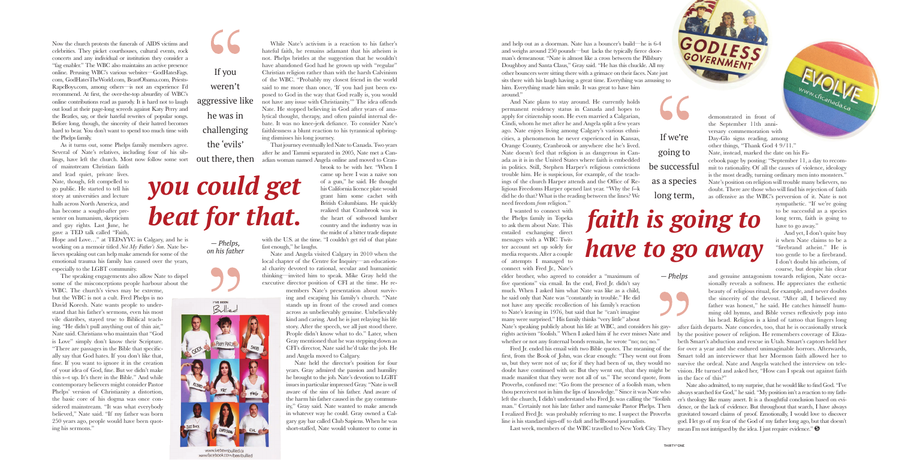Now the church protests the funerals of AIDS victims and celebrities. They picket courthouses, cultural events, rock concerts and any individual or institution they consider a "fag enabler." The WBC also maintains an active presence online. Perusing WBC's various websites—GodHatesFags.com, GodHatesTheWorld.com, BeastObama.com, PriestsRapeBoys.com, among others—is not an experience I'd recommend. At first, the over-the-top absurdity of WBC's online contributions read as parody. It is hard not to laugh out loud at their page-long screeds against Katy Perry and the Beatles, say, or their hateful rewrites of popular songs. Before long, though, the sincerity of their hatred becomes hard to bear. You don't want to spend too much time with the Phelps family.

As it turns out, some Phelps family members agree. Several of Nate's relatives, including four of his siblings, have left the church. Most now follow some sort of mainstream Christian faith and lead quiet, private lives. Nate, though, felt compelled to go public. He started to tell his story at universities and lecture halls across North America, and has become a sought-after presenter on humanism, skepticism and gay rights. Last June, he gave a TED talk called "Faith, Hope and Love…" at TEDxYYC in Calgary, and he is working on a memoir titled *Not My Father's Son*. Nate believes speaking out can help make amends for some of the emotional trauma his family has caused over the years, especially to the LGBT community.

The speaking engagements also allow Nate to dispel some of the misconceptions people harbour about the WBC. The church's views may be extreme, but the WBC is not a cult. Fred Phelps is no David Koresh. Nate wants people to understand that his father's sermons, even his most vile diatribes, stayed true to Biblical teaching. "He didn't pull anything out of thin air," Nate said. Christians who maintain that "God is Love" simply don't know their Scripture. "There are passages in the Bible that specifically say that God hates. If you don't like that, fine. If you want to ignore it in the creation of your idea of God, fine. But we didn't make this s--- up. It's there in the Bible." And while contemporary believers might consider Pastor Phelps' version of Christianity a distortion, the basic core of his dogma was once considered mainstream. "It was what everybody believed," Nate said. "If my father was born 250 years ago, people would have been quoting his sermons."

> "If you weren't aggressive like he was in challenging the 'evils' out there, then ***you could get beat for that.***"
>
> — Phelps, on his father

While Nate's activism is a reaction to his father's hateful faith, he remains adamant that his atheism is not. Phelps bristles at the suggestion that he wouldn't have abandoned God had he grown up with "regular" Christian religion rather than with the harsh Calvinism of the WBC. "Probably my closest friend in the world said to me more than once, 'If you had just been exposed to God in the way that God really is, you would not have any issue with Christianity.'" The idea offends Nate. He stopped believing in God after years of analytical thought, therapy, and often painful internal debate. It was no knee-jerk defiance. To consider Nate's faithlessness a blunt reaction to his tyrannical upbringing dismisses his long journey.

That journey eventually led Nate to Canada. Two years after he and Tammi separated in 2005, Nate met a Canadian woman named Angela online and moved to Cranbrook to be with her. "When I came up here I was a naive son of a gun," he said. He thought his California licence plate would grant him some cachet with British Columbians. He quickly realized that Cranbrook was in the heart of softwood lumber country and the industry was in the midst of a bitter trade dispute with the U.S. at the time. "I couldn't get rid of that plate fast enough," he laughs.

Nate and Angela visited Calgary in 2010 when the local chapter of the Centre for Inquiry—an educational charity devoted to rational, secular and humanist thinking—invited him to speak. Mike Gray held the executive director position of CFI at the time. He remembers Nate's presentation about surviving and escaping his family's church. "Nate stands up in front of the crowd and comes across as unbelievably genuine. Unbelievably kind and caring. And he is just relaying his life story. After the speech, we all just stood there. People didn't know what to do." Later, when Gray mentioned that he was stepping down as CFI's director, Nate said he'd take the job. He and Angela moved to Calgary.

Nate held the director's position for four years. Gray admired the passion and humility he brought to the job. Nate's devotion to LGBT issues in particular impressed Gray. "Nate is well aware of the sins of his father. And aware of the harm his father caused in the gay community," Gray said. Nate wanted to make amends in whatever way he could. Gray owned a Calgary gay bar called Club Sapiens. When he was short-staffed, Nate would volunteer to come in and help out as a doorman. Nate has a bouncer's build—he is 6-4 and weighs around 250 pounds—but lacks the typically fierce doorman's demeanour. "Nate is almost like a cross between the Pillsbury Doughboy and Santa Claus," Gray said. "He has this chuckle. All my other bouncers were sitting there with a grimace on their faces. Nate just sits there with his laugh having a great time. Everything was amusing to him. Everything made him smile. It was great to have him around."

And Nate plans to stay around. He currently holds permanent residency status in Canada and hopes to apply for citizenship soon. He even married a Calgarian, Cindi, whom he met after he and Angela split a few years ago. Nate enjoys living among Calgary's various ethnicities, a phenomenon he never experienced in Kansas, Orange County, Cranbrook or anywhere else he's lived. Nate doesn't feel that religion is as dangerous in Canada as it is in the United States where faith is embedded in politics. Still, Stephen Harper's religious convictions trouble him. He is suspicious, for example, of the teachings of the church Harper attends and the Office of Religious Freedoms Harper opened last year. "Why the f--k did he do that? What is the reading between the lines? We need freedom *from* religion."

I wanted to connect with the Phelps family in Topeka to ask them about Nate. This entailed exchanging direct messages with a WBC Twitter account set up solely for media requests. After a couple of attempts I managed to connect with Fred Jr., Nate's elder brother, who agreed to consider a "maximum of five questions" via email. In the end, Fred Jr. didn't say much. When I asked him what Nate was like as a child, he said only that Nate was "constantly in trouble." He did not have any specific recollection of his family's reaction to Nate's leaving in 1976, but said that he "can't imagine many were surprised." His family thinks "very little" about Nate's speaking publicly about his life at WBC, and considers his gay-rights activism "foolish." When I asked him if he ever misses Nate and whether or not any fraternal bonds remain, he wrote "no; no; no."

Fred Jr. ended his email with two Bible quotes. The meaning of the first, from the Book of John, was clear enough: "They went out from us, but they were not of us; for if they had been of us, they would no doubt have continued with us: But they went out, that they might be made manifest that they were not all of us." The second quote, from Proverbs, confused me: "Go from the presence of a foolish man, when thou perceivest not in him the lips of knowledge." Since it was Nate who left the church, I didn't understand who Fred Jr. was calling the "foolish man." Certainly not his late father and namesake Pastor Phelps. Then I realized Fred Jr. was probably referring to me. I suspect the Proverbs line is his standard sign-off to daft and hellbound journalists.

Last week, members of the WBC travelled to New York City. They demonstrated in front of the September 11th anniversary commemoration with Day-Glo signs reading, among other things, "Thank God 4 9/11." Nate, instead, marked the date on his Facebook page by posting: "September 11, a day to recommit to rationality. Of all the causes of violence, ideology is the most deadly, turning ordinary men into monsters." Nate's position on religion will trouble many believers, no doubt. There are those who will find his rejection of faith as offensive as the WBC's perversion of it. Nate is not sympathetic. "If we're going to be successful as a species long term, faith is going to have to go away."

> "If we're going to be successful as a species long term, ***faith is going to have to go away***"
>
> — Phelps

And yet, I don't quite buy it when Nate claims to be a "firebrand atheist." He is too gentle to be a firebrand. I don't doubt his atheism, of course, but despite his clear and genuine antagonism towards religion, Nate occasionally reveals a softness. He appreciates the esthetic beauty of religious ritual, for example, and never doubts the sincerity of the devout. "After all, I believed my father was honest," he said. He catches himself humming old hymns, and Bible verses reflexively pop into his head. Religion is a kind of tattoo that lingers long after faith departs. Nate concedes, too, that he is occasionally struck by the positive power of religion. He remembers coverage of Elizabeth Smart's abduction and rescue in Utah. Smart's captors held her for over a year and she endured unimaginable horrors. Afterwards, Smart told an interviewer that her Mormon faith allowed her to survive the ordeal. Nate and Angela watched the interview on television. He turned and asked her, "How can I speak out against faith in the face of this?"

Nate also admitted, to my surprise, that he would like to find God. "I've always searched for God," he said. "My position isn't a reaction to my father's theology like many assert. It is a thoughtful conclusion based on evidence, or the lack of evidence. But throughout that search, I have always gravitated toward claims of proof. Emotionally, I would love to discover god. I let go of my fear of the God of my father long ago, but that doesn't mean I'm not intrigued by the idea. I just require evidence."